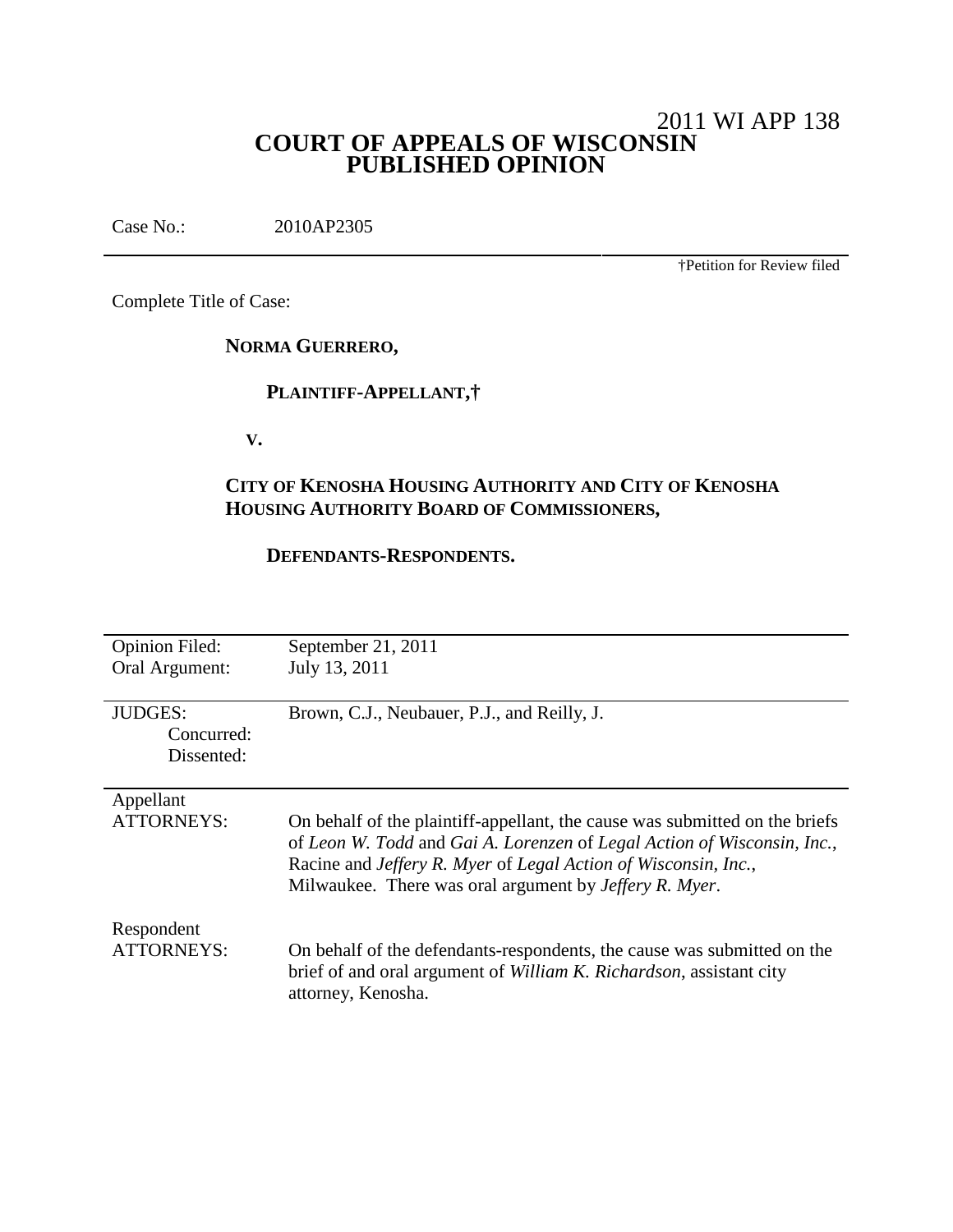2011 WI APP 138

# COURT OF APPEALS OF WISCONSIN
# PUBLISHED OPINION

Case No.: 2010AP2305

†Petition for Review filed

Complete Title of Case:

**NORMA GUERRERO,**

**PLAINTIFF-APPELLANT,†**

**V.**

**CITY OF KENOSHA HOUSING AUTHORITY AND CITY OF KENOSHA HOUSING AUTHORITY BOARD OF COMMISSIONERS,**

**DEFENDANTS-RESPONDENTS.**

| | |
|---|---|
| Opinion Filed: | September 21, 2011 |
| Oral Argument: | July 13, 2011 |
| JUDGES: | Brown, C.J., Neubauer, P.J., and Reilly, J. |
| Concurred: | |
| Dissented: | |
| Appellant ATTORNEYS: | On behalf of the plaintiff-appellant, the cause was submitted on the briefs of *Leon W. Todd* and *Gai A. Lorenzen* of *Legal Action of Wisconsin, Inc.*, Racine and *Jeffery R. Myer* of *Legal Action of Wisconsin, Inc.*, Milwaukee. There was oral argument by *Jeffery R. Myer*. |
| Respondent ATTORNEYS: | On behalf of the defendants-respondents, the cause was submitted on the brief of and oral argument of *William K. Richardson*, assistant city attorney, Kenosha. |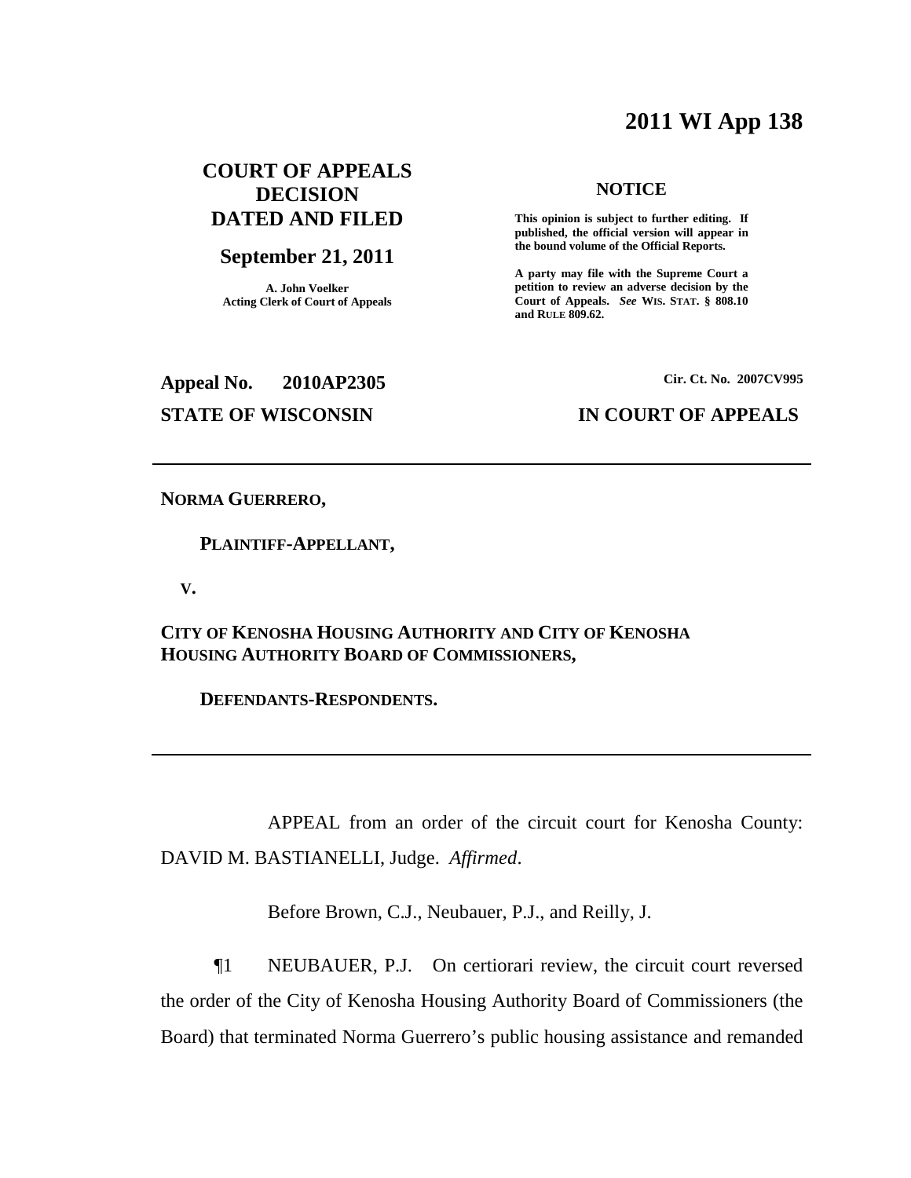2011 WI App 138

**COURT OF APPEALS DECISION DATED AND FILED**

**September 21, 2011**

A. John Voelker
Acting Clerk of Court of Appeals

**NOTICE**

**This opinion is subject to further editing. If published, the official version will appear in the bound volume of the Official Reports.**

**A party may file with the Supreme Court a petition to review an adverse decision by the Court of Appeals.** ***See*** **WIS. STAT. § 808.10 and RULE 809.62.**

**Appeal No. 2010AP2305** **Cir. Ct. No. 2007CV995**

**STATE OF WISCONSIN** **IN COURT OF APPEALS**

---

**NORMA GUERRERO,**

**PLAINTIFF-APPELLANT,**

**V.**

**CITY OF KENOSHA HOUSING AUTHORITY AND CITY OF KENOSHA HOUSING AUTHORITY BOARD OF COMMISSIONERS,**

**DEFENDANTS-RESPONDENTS.**

---

APPEAL from an order of the circuit court for Kenosha County: DAVID M. BASTIANELLI, Judge. *Affirmed*.

Before Brown, C.J., Neubauer, P.J., and Reilly, J.

¶1 NEUBAUER, P.J. On certiorari review, the circuit court reversed the order of the City of Kenosha Housing Authority Board of Commissioners (the Board) that terminated Norma Guerrero's public housing assistance and remanded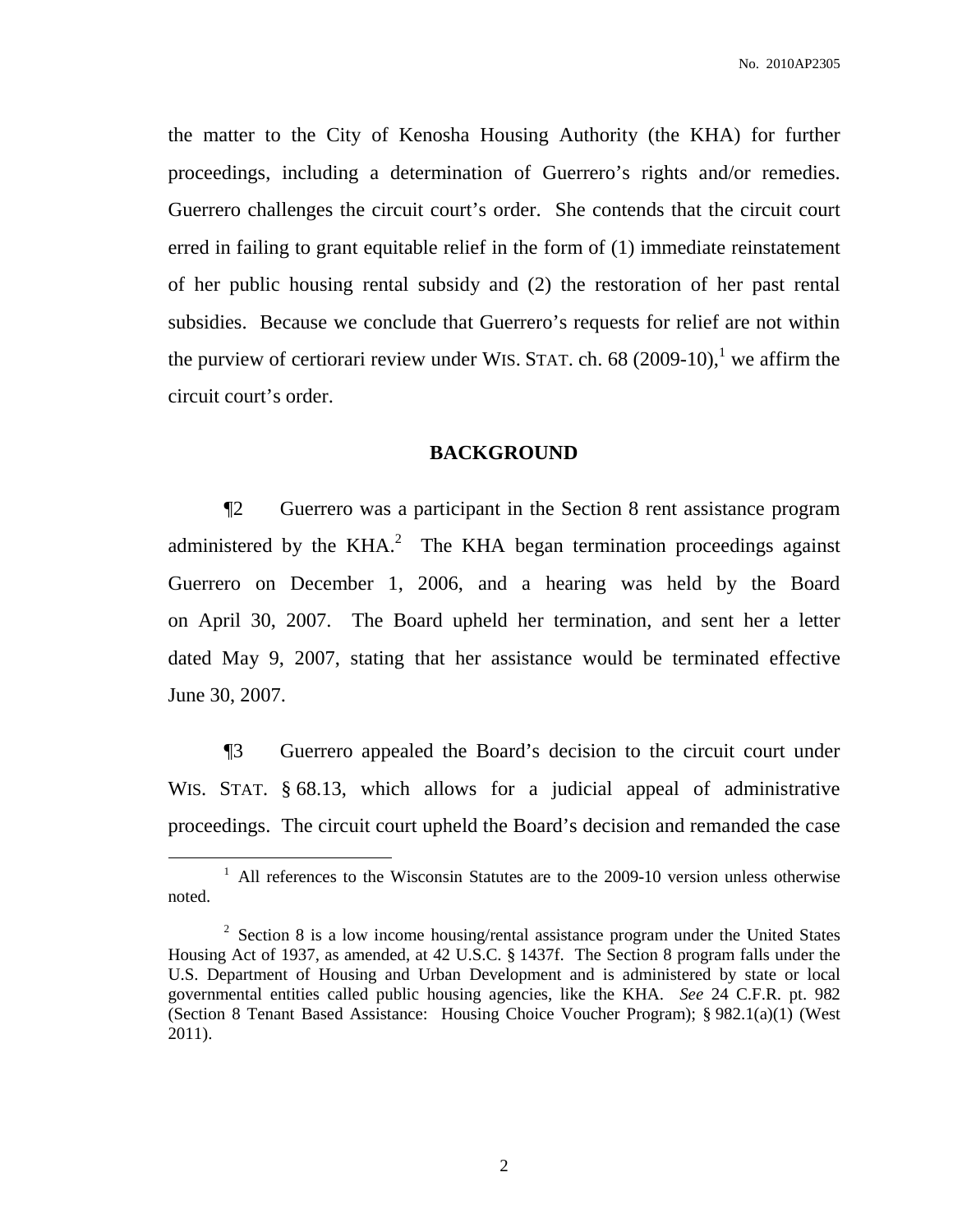the matter to the City of Kenosha Housing Authority (the KHA) for further proceedings, including a determination of Guerrero's rights and/or remedies. Guerrero challenges the circuit court's order. She contends that the circuit court erred in failing to grant equitable relief in the form of (1) immediate reinstatement of her public housing rental subsidy and (2) the restoration of her past rental subsidies. Because we conclude that Guerrero's requests for relief are not within the purview of certiorari review under WIS. STAT. ch. 68 (2009-10),[1] we affirm the circuit court's order.

## BACKGROUND

¶2 Guerrero was a participant in the Section 8 rent assistance program administered by the KHA.[2] The KHA began termination proceedings against Guerrero on December 1, 2006, and a hearing was held by the Board on April 30, 2007. The Board upheld her termination, and sent her a letter dated May 9, 2007, stating that her assistance would be terminated effective June 30, 2007.

¶3 Guerrero appealed the Board's decision to the circuit court under WIS. STAT. § 68.13, which allows for a judicial appeal of administrative proceedings. The circuit court upheld the Board's decision and remanded the case

---

[1] All references to the Wisconsin Statutes are to the 2009-10 version unless otherwise noted.

[2] Section 8 is a low income housing/rental assistance program under the United States Housing Act of 1937, as amended, at 42 U.S.C. § 1437f. The Section 8 program falls under the U.S. Department of Housing and Urban Development and is administered by state or local governmental entities called public housing agencies, like the KHA. *See* 24 C.F.R. pt. 982 (Section 8 Tenant Based Assistance: Housing Choice Voucher Program); § 982.1(a)(1) (West 2011).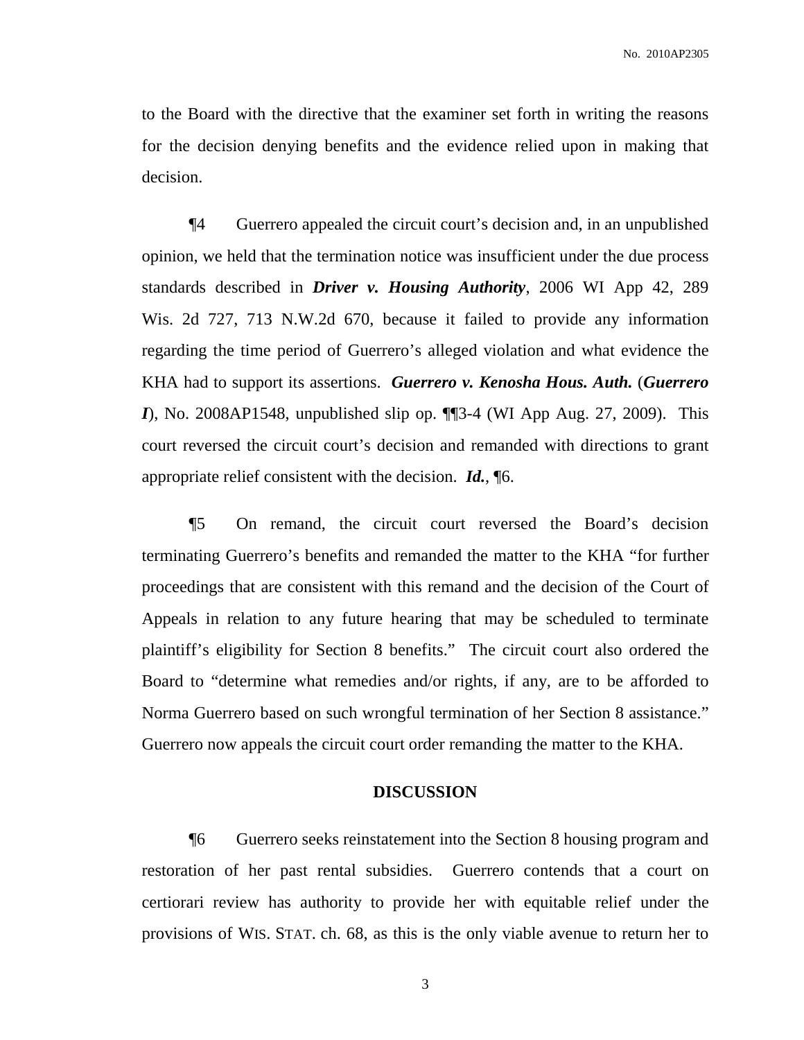to the Board with the directive that the examiner set forth in writing the reasons for the decision denying benefits and the evidence relied upon in making that decision.

¶4 Guerrero appealed the circuit court's decision and, in an unpublished opinion, we held that the termination notice was insufficient under the due process standards described in ***Driver v. Housing Authority***, 2006 WI App 42, 289 Wis. 2d 727, 713 N.W.2d 670, because it failed to provide any information regarding the time period of Guerrero's alleged violation and what evidence the KHA had to support its assertions. ***Guerrero v. Kenosha Hous. Auth.*** (***Guerrero I***), No. 2008AP1548, unpublished slip op. ¶¶3-4 (WI App Aug. 27, 2009). This court reversed the circuit court's decision and remanded with directions to grant appropriate relief consistent with the decision. ***Id.***, ¶6.

¶5 On remand, the circuit court reversed the Board's decision terminating Guerrero's benefits and remanded the matter to the KHA "for further proceedings that are consistent with this remand and the decision of the Court of Appeals in relation to any future hearing that may be scheduled to terminate plaintiff's eligibility for Section 8 benefits." The circuit court also ordered the Board to "determine what remedies and/or rights, if any, are to be afforded to Norma Guerrero based on such wrongful termination of her Section 8 assistance." Guerrero now appeals the circuit court order remanding the matter to the KHA.

## DISCUSSION

¶6 Guerrero seeks reinstatement into the Section 8 housing program and restoration of her past rental subsidies. Guerrero contends that a court on certiorari review has authority to provide her with equitable relief under the provisions of WIS. STAT. ch. 68, as this is the only viable avenue to return her to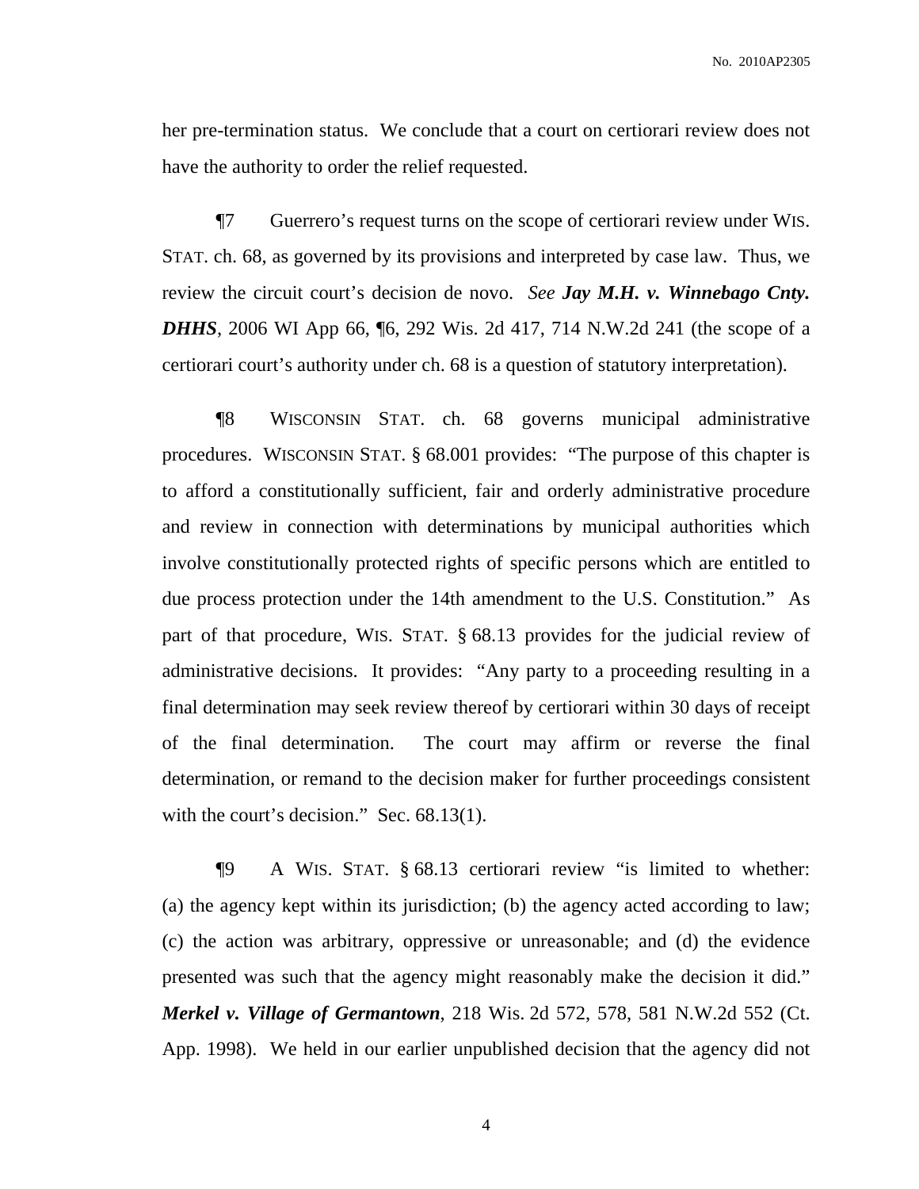her pre-termination status. We conclude that a court on certiorari review does not have the authority to order the relief requested.

¶7 Guerrero's request turns on the scope of certiorari review under WIS. STAT. ch. 68, as governed by its provisions and interpreted by case law. Thus, we review the circuit court's decision de novo. *See* ***Jay M.H. v. Winnebago Cnty. DHHS***, 2006 WI App 66, ¶6, 292 Wis. 2d 417, 714 N.W.2d 241 (the scope of a certiorari court's authority under ch. 68 is a question of statutory interpretation).

¶8 WISCONSIN STAT. ch. 68 governs municipal administrative procedures. WISCONSIN STAT. § 68.001 provides: "The purpose of this chapter is to afford a constitutionally sufficient, fair and orderly administrative procedure and review in connection with determinations by municipal authorities which involve constitutionally protected rights of specific persons which are entitled to due process protection under the 14th amendment to the U.S. Constitution." As part of that procedure, WIS. STAT. § 68.13 provides for the judicial review of administrative decisions. It provides: "Any party to a proceeding resulting in a final determination may seek review thereof by certiorari within 30 days of receipt of the final determination. The court may affirm or reverse the final determination, or remand to the decision maker for further proceedings consistent with the court's decision." Sec. 68.13(1).

¶9 A WIS. STAT. § 68.13 certiorari review "is limited to whether: (a) the agency kept within its jurisdiction; (b) the agency acted according to law; (c) the action was arbitrary, oppressive or unreasonable; and (d) the evidence presented was such that the agency might reasonably make the decision it did." ***Merkel v. Village of Germantown***, 218 Wis. 2d 572, 578, 581 N.W.2d 552 (Ct. App. 1998). We held in our earlier unpublished decision that the agency did not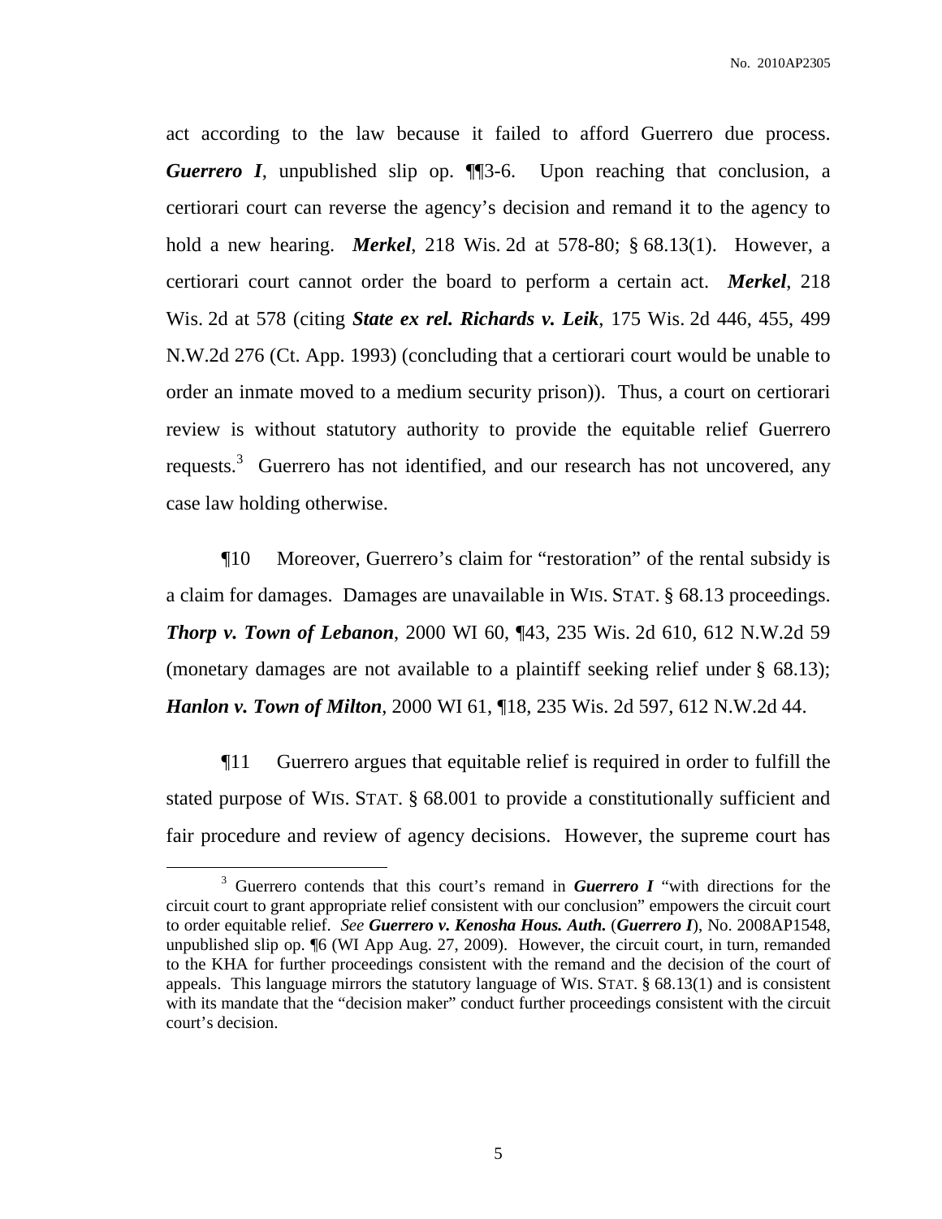act according to the law because it failed to afford Guerrero due process. ***Guerrero I***, unpublished slip op. ¶¶3-6. Upon reaching that conclusion, a certiorari court can reverse the agency's decision and remand it to the agency to hold a new hearing. ***Merkel***, 218 Wis. 2d at 578-80; § 68.13(1). However, a certiorari court cannot order the board to perform a certain act. ***Merkel***, 218 Wis. 2d at 578 (citing ***State ex rel. Richards v. Leik***, 175 Wis. 2d 446, 455, 499 N.W.2d 276 (Ct. App. 1993) (concluding that a certiorari court would be unable to order an inmate moved to a medium security prison)). Thus, a court on certiorari review is without statutory authority to provide the equitable relief Guerrero requests.[3] Guerrero has not identified, and our research has not uncovered, any case law holding otherwise.

¶10 Moreover, Guerrero's claim for "restoration" of the rental subsidy is a claim for damages. Damages are unavailable in WIS. STAT. § 68.13 proceedings. ***Thorp v. Town of Lebanon***, 2000 WI 60, ¶43, 235 Wis. 2d 610, 612 N.W.2d 59 (monetary damages are not available to a plaintiff seeking relief under § 68.13); ***Hanlon v. Town of Milton***, 2000 WI 61, ¶18, 235 Wis. 2d 597, 612 N.W.2d 44.

¶11 Guerrero argues that equitable relief is required in order to fulfill the stated purpose of WIS. STAT. § 68.001 to provide a constitutionally sufficient and fair procedure and review of agency decisions. However, the supreme court has

---

[3] Guerrero contends that this court's remand in ***Guerrero I*** "with directions for the circuit court to grant appropriate relief consistent with our conclusion" empowers the circuit court to order equitable relief. *See* ***Guerrero v. Kenosha Hous. Auth.*** (***Guerrero I***), No. 2008AP1548, unpublished slip op. ¶6 (WI App Aug. 27, 2009). However, the circuit court, in turn, remanded to the KHA for further proceedings consistent with the remand and the decision of the court of appeals. This language mirrors the statutory language of WIS. STAT. § 68.13(1) and is consistent with its mandate that the "decision maker" conduct further proceedings consistent with the circuit court's decision.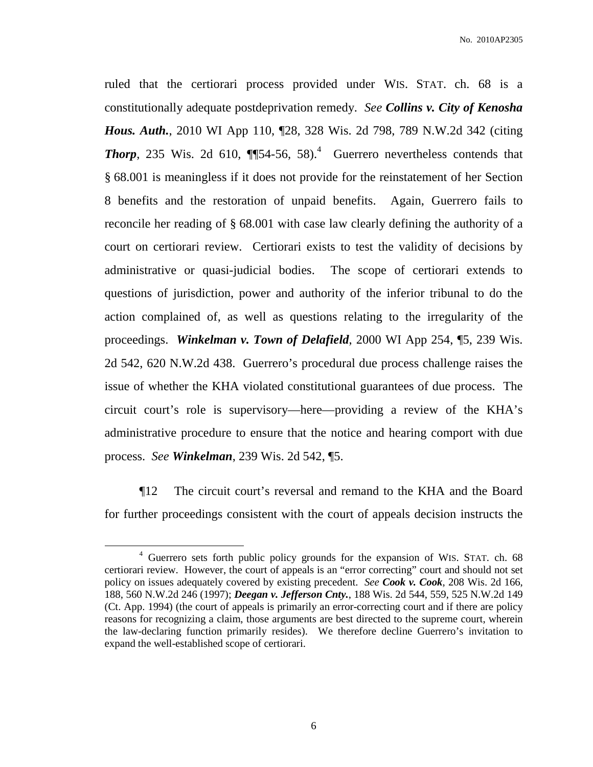ruled that the certiorari process provided under WIS. STAT. ch. 68 is a constitutionally adequate postdeprivation remedy. *See* ***Collins v. City of Kenosha Hous. Auth.***, 2010 WI App 110, ¶28, 328 Wis. 2d 798, 789 N.W.2d 342 (citing ***Thorp***, 235 Wis. 2d 610, ¶¶54-56, 58).[4] Guerrero nevertheless contends that § 68.001 is meaningless if it does not provide for the reinstatement of her Section 8 benefits and the restoration of unpaid benefits. Again, Guerrero fails to reconcile her reading of § 68.001 with case law clearly defining the authority of a court on certiorari review. Certiorari exists to test the validity of decisions by administrative or quasi-judicial bodies. The scope of certiorari extends to questions of jurisdiction, power and authority of the inferior tribunal to do the action complained of, as well as questions relating to the irregularity of the proceedings. ***Winkelman v. Town of Delafield***, 2000 WI App 254, ¶5, 239 Wis. 2d 542, 620 N.W.2d 438. Guerrero's procedural due process challenge raises the issue of whether the KHA violated constitutional guarantees of due process. The circuit court's role is supervisory—here—providing a review of the KHA's administrative procedure to ensure that the notice and hearing comport with due process. *See* ***Winkelman***, 239 Wis. 2d 542, ¶5.

¶12 The circuit court's reversal and remand to the KHA and the Board for further proceedings consistent with the court of appeals decision instructs the

[4] Guerrero sets forth public policy grounds for the expansion of WIS. STAT. ch. 68 certiorari review. However, the court of appeals is an "error correcting" court and should not set policy on issues adequately covered by existing precedent. *See* ***Cook v. Cook***, 208 Wis. 2d 166, 188, 560 N.W.2d 246 (1997); ***Deegan v. Jefferson Cnty.***, 188 Wis. 2d 544, 559, 525 N.W.2d 149 (Ct. App. 1994) (the court of appeals is primarily an error-correcting court and if there are policy reasons for recognizing a claim, those arguments are best directed to the supreme court, wherein the law-declaring function primarily resides). We therefore decline Guerrero's invitation to expand the well-established scope of certiorari.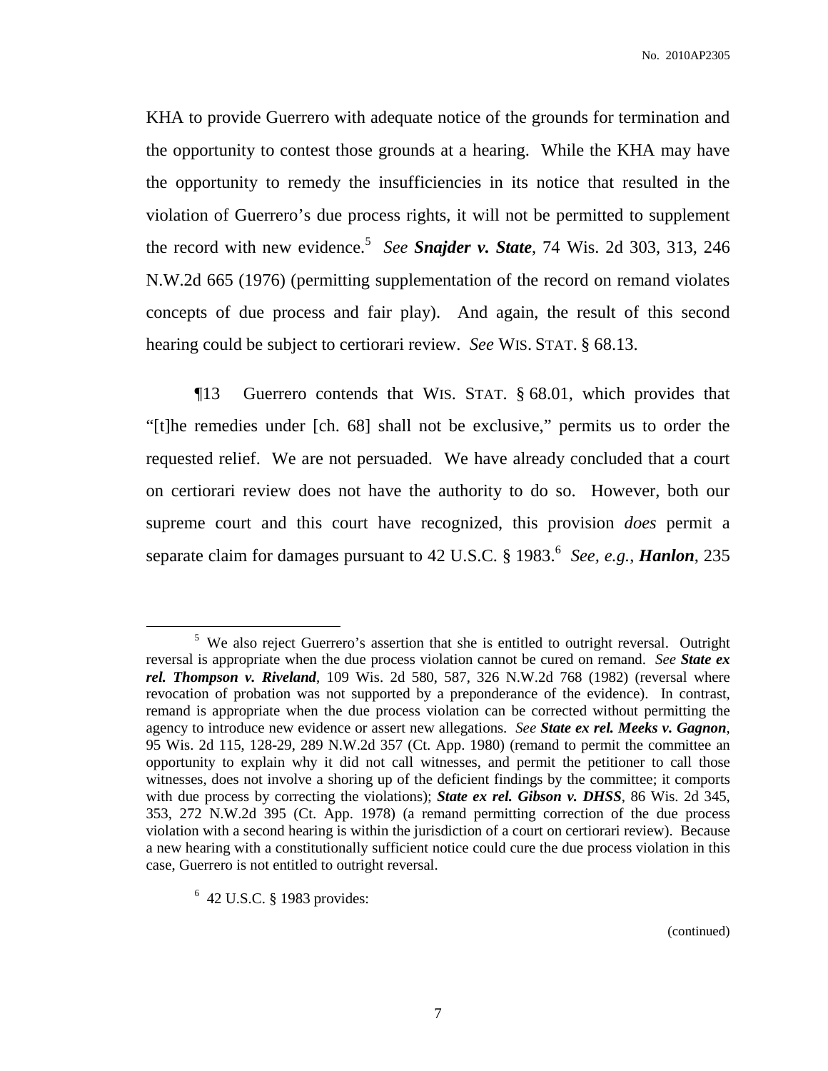KHA to provide Guerrero with adequate notice of the grounds for termination and the opportunity to contest those grounds at a hearing. While the KHA may have the opportunity to remedy the insufficiencies in its notice that resulted in the violation of Guerrero's due process rights, it will not be permitted to supplement the record with new evidence.[5] *See* ***Snajder v. State***, 74 Wis. 2d 303, 313, 246 N.W.2d 665 (1976) (permitting supplementation of the record on remand violates concepts of due process and fair play). And again, the result of this second hearing could be subject to certiorari review. *See* WIS. STAT. § 68.13.

¶13 Guerrero contends that WIS. STAT. § 68.01, which provides that "[t]he remedies under [ch. 68] shall not be exclusive," permits us to order the requested relief. We are not persuaded. We have already concluded that a court on certiorari review does not have the authority to do so. However, both our supreme court and this court have recognized, this provision *does* permit a separate claim for damages pursuant to 42 U.S.C. § 1983.[6] *See, e.g.*, ***Hanlon***, 235

---

[5] We also reject Guerrero's assertion that she is entitled to outright reversal. Outright reversal is appropriate when the due process violation cannot be cured on remand. *See* ***State ex rel. Thompson v. Riveland***, 109 Wis. 2d 580, 587, 326 N.W.2d 768 (1982) (reversal where revocation of probation was not supported by a preponderance of the evidence). In contrast, remand is appropriate when the due process violation can be corrected without permitting the agency to introduce new evidence or assert new allegations. *See* ***State ex rel. Meeks v. Gagnon***, 95 Wis. 2d 115, 128-29, 289 N.W.2d 357 (Ct. App. 1980) (remand to permit the committee an opportunity to explain why it did not call witnesses, and permit the petitioner to call those witnesses, does not involve a shoring up of the deficient findings by the committee; it comports with due process by correcting the violations); ***State ex rel. Gibson v. DHSS***, 86 Wis. 2d 345, 353, 272 N.W.2d 395 (Ct. App. 1978) (a remand permitting correction of the due process violation with a second hearing is within the jurisdiction of a court on certiorari review). Because a new hearing with a constitutionally sufficient notice could cure the due process violation in this case, Guerrero is not entitled to outright reversal.

[6] 42 U.S.C. § 1983 provides:

(continued)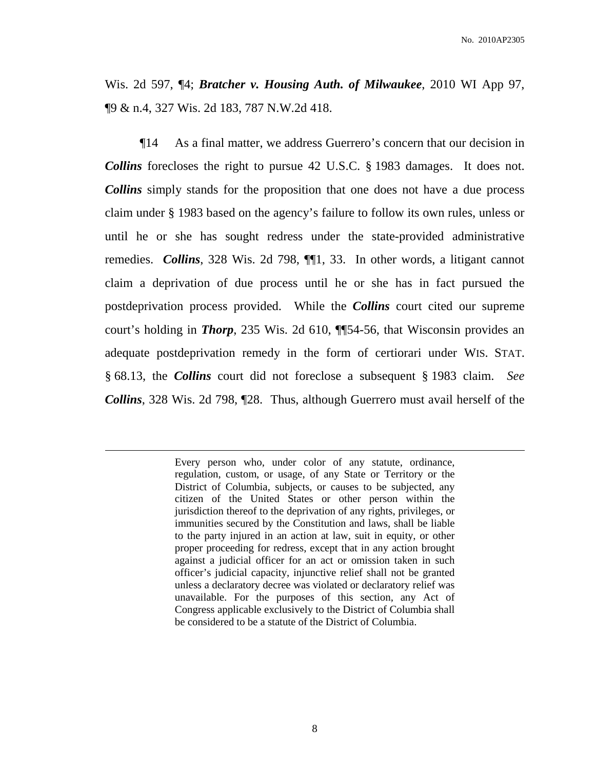Wis. 2d 597, ¶4; ***Bratcher v. Housing Auth. of Milwaukee***, 2010 WI App 97, ¶9 & n.4, 327 Wis. 2d 183, 787 N.W.2d 418.

¶14 As a final matter, we address Guerrero's concern that our decision in ***Collins*** forecloses the right to pursue 42 U.S.C. § 1983 damages. It does not. ***Collins*** simply stands for the proposition that one does not have a due process claim under § 1983 based on the agency's failure to follow its own rules, unless or until he or she has sought redress under the state-provided administrative remedies. ***Collins***, 328 Wis. 2d 798, ¶¶1, 33. In other words, a litigant cannot claim a deprivation of due process until he or she has in fact pursued the postdeprivation process provided. While the ***Collins*** court cited our supreme court's holding in ***Thorp***, 235 Wis. 2d 610, ¶¶54-56, that Wisconsin provides an adequate postdeprivation remedy in the form of certiorari under WIS. STAT. § 68.13, the ***Collins*** court did not foreclose a subsequent § 1983 claim. *See* ***Collins***, 328 Wis. 2d 798, ¶28. Thus, although Guerrero must avail herself of the

---

> Every person who, under color of any statute, ordinance, regulation, custom, or usage, of any State or Territory or the District of Columbia, subjects, or causes to be subjected, any citizen of the United States or other person within the jurisdiction thereof to the deprivation of any rights, privileges, or immunities secured by the Constitution and laws, shall be liable to the party injured in an action at law, suit in equity, or other proper proceeding for redress, except that in any action brought against a judicial officer for an act or omission taken in such officer's judicial capacity, injunctive relief shall not be granted unless a declaratory decree was violated or declaratory relief was unavailable. For the purposes of this section, any Act of Congress applicable exclusively to the District of Columbia shall be considered to be a statute of the District of Columbia.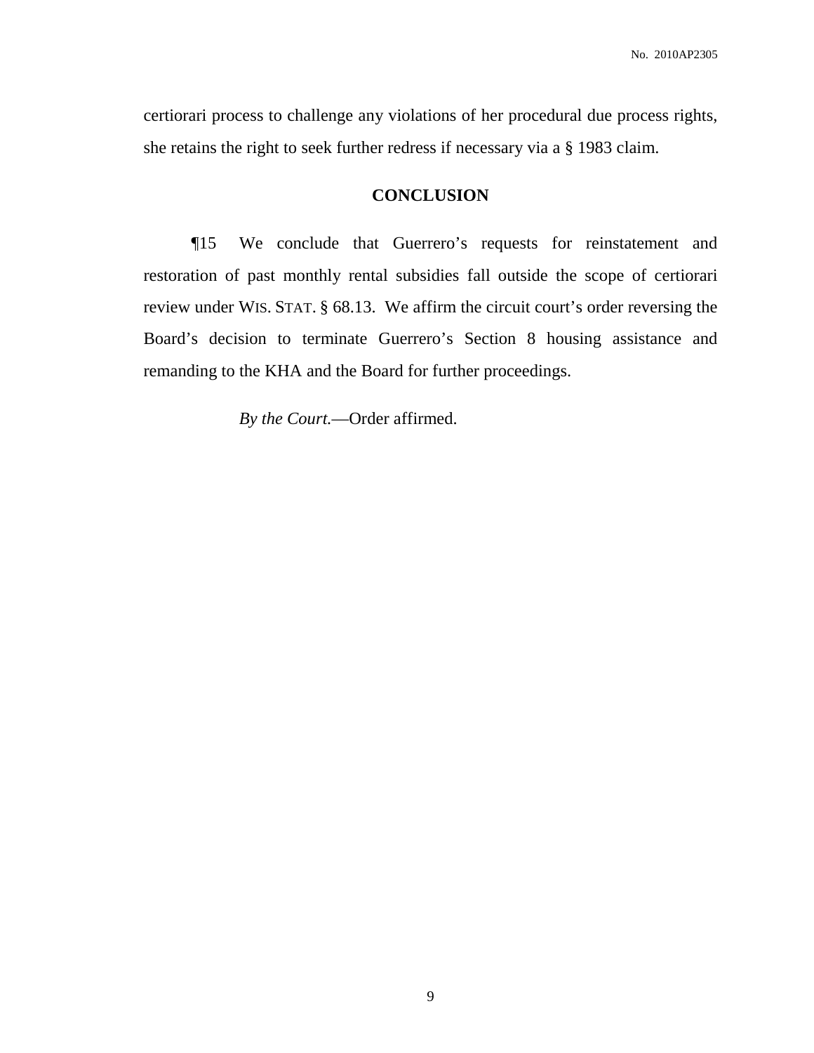certiorari process to challenge any violations of her procedural due process rights, she retains the right to seek further redress if necessary via a § 1983 claim.

## CONCLUSION

¶15 We conclude that Guerrero's requests for reinstatement and restoration of past monthly rental subsidies fall outside the scope of certiorari review under WIS. STAT. § 68.13. We affirm the circuit court's order reversing the Board's decision to terminate Guerrero's Section 8 housing assistance and remanding to the KHA and the Board for further proceedings.

*By the Court.*—Order affirmed.